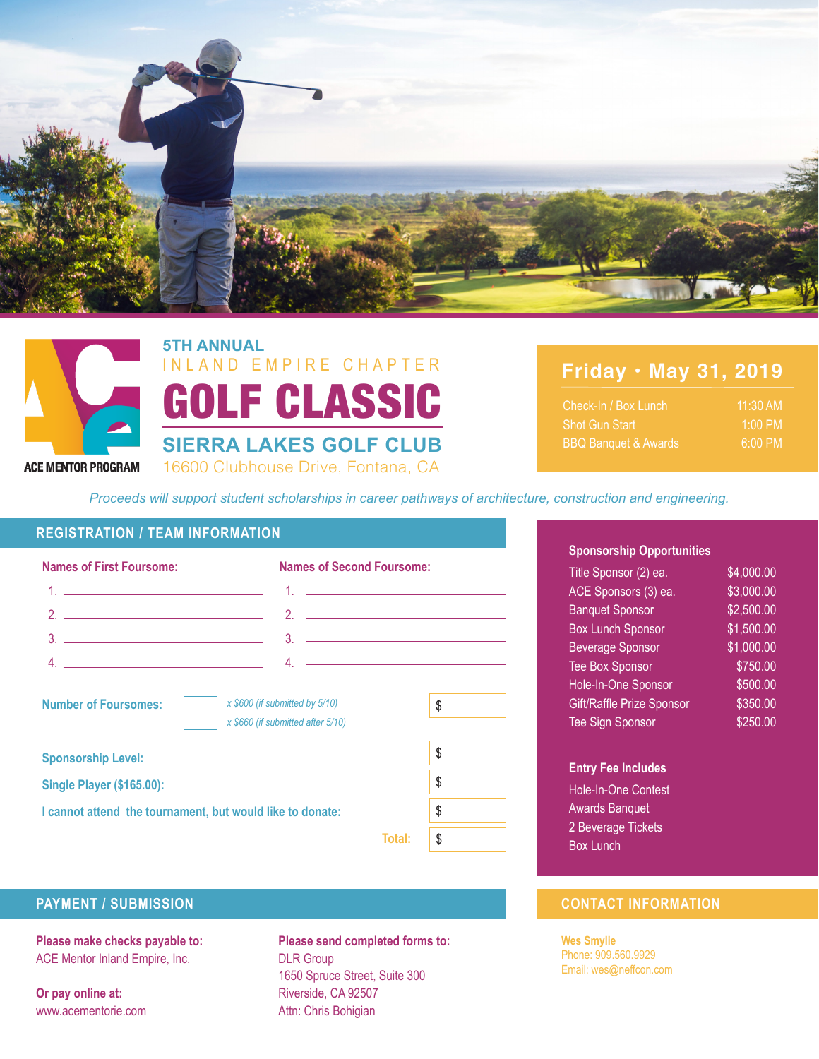ACE MENTOR PROGRAM

### 5TH ANNUAL
### INLAND EMPIRE CHAPTER

# GOLF CLASSIC

## SIERRA LAKES GOLF CLUB

16600 Clubhouse Drive, Fontana, CA

## Friday • May 31, 2019

| | |
|---|---|
| Check-In / Box Lunch | 11:30 AM |
| Shot Gun Start | 1:00 PM |
| BBQ Banquet & Awards | 6:00 PM |

*Proceeds will support student scholarships in career pathways of architecture, construction and engineering.*

## REGISTRATION / TEAM INFORMATION

**Names of First Foursome:**

1. \_\_\_\_\_\_\_\_\_\_\_\_\_\_\_\_
2. \_\_\_\_\_\_\_\_\_\_\_\_\_\_\_\_
3. \_\_\_\_\_\_\_\_\_\_\_\_\_\_\_\_
4. \_\_\_\_\_\_\_\_\_\_\_\_\_\_\_\_

**Names of Second Foursome:**

1. \_\_\_\_\_\_\_\_\_\_\_\_\_\_\_\_
2. \_\_\_\_\_\_\_\_\_\_\_\_\_\_\_\_
3. \_\_\_\_\_\_\_\_\_\_\_\_\_\_\_\_
4. \_\_\_\_\_\_\_\_\_\_\_\_\_\_\_\_

**Number of Foursomes:** [ ] *x $600 (if submitted by 5/10)* *x $660 (if submitted after 5/10)* $

**Sponsorship Level:** \_\_\_\_\_\_\_\_\_\_\_\_\_\_\_\_ $

**Single Player ($165.00):** \_\_\_\_\_\_\_\_\_\_\_\_\_\_\_\_ $

**I cannot attend the tournament, but would like to donate:** $

**Total:** $

### Sponsorship Opportunities

| | |
|---|---|
| Title Sponsor (2) ea. | $4,000.00 |
| ACE Sponsors (3) ea. | $3,000.00 |
| Banquet Sponsor | $2,500.00 |
| Box Lunch Sponsor | $1,500.00 |
| Beverage Sponsor | $1,000.00 |
| Tee Box Sponsor | $750.00 |
| Hole-In-One Sponsor | $500.00 |
| Gift/Raffle Prize Sponsor | $350.00 |
| Tee Sign Sponsor | $250.00 |

### Entry Fee Includes

- Hole-In-One Contest
- Awards Banquet
- 2 Beverage Tickets
- Box Lunch

## PAYMENT / SUBMISSION

**Please make checks payable to:**
ACE Mentor Inland Empire, Inc.

**Or pay online at:**
www.acementorie.com

**Please send completed forms to:**
DLR Group
1650 Spruce Street, Suite 300
Riverside, CA 92507
Attn: Chris Bohigian

## CONTACT INFORMATION

**Wes Smylie**
Phone: 909.560.9929
Email: wes@neffcon.com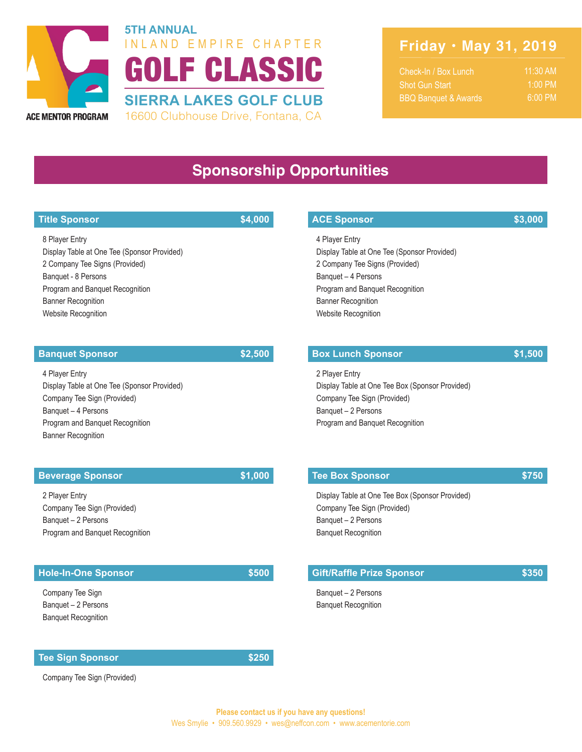ACE MENTOR PROGRAM

5TH ANNUAL

INLAND EMPIRE CHAPTER

# GOLF CLASSIC

## SIERRA LAKES GOLF CLUB

16600 Clubhouse Drive, Fontana, CA

**Friday • May 31, 2019**

| | |
|---|---|
| Check-In / Box Lunch | 11:30 AM |
| Shot Gun Start | 1:00 PM |
| BBQ Banquet & Awards | 6:00 PM |

## Sponsorship Opportunities

### Title Sponsor — $4,000

- 8 Player Entry
- Display Table at One Tee (Sponsor Provided)
- 2 Company Tee Signs (Provided)
- Banquet - 8 Persons
- Program and Banquet Recognition
- Banner Recognition
- Website Recognition

### ACE Sponsor — $3,000

- 4 Player Entry
- Display Table at One Tee (Sponsor Provided)
- 2 Company Tee Signs (Provided)
- Banquet – 4 Persons
- Program and Banquet Recognition
- Banner Recognition
- Website Recognition

### Banquet Sponsor — $2,500

- 4 Player Entry
- Display Table at One Tee (Sponsor Provided)
- Company Tee Sign (Provided)
- Banquet – 4 Persons
- Program and Banquet Recognition
- Banner Recognition

### Box Lunch Sponsor — $1,500

- 2 Player Entry
- Display Table at One Tee Box (Sponsor Provided)
- Company Tee Sign (Provided)
- Banquet – 2 Persons
- Program and Banquet Recognition

### Beverage Sponsor — $1,000

- 2 Player Entry
- Company Tee Sign (Provided)
- Banquet – 2 Persons
- Program and Banquet Recognition

### Tee Box Sponsor — $750

- Display Table at One Tee Box (Sponsor Provided)
- Company Tee Sign (Provided)
- Banquet – 2 Persons
- Banquet Recognition

### Hole-In-One Sponsor — $500

- Company Tee Sign
- Banquet – 2 Persons
- Banquet Recognition

### Gift/Raffle Prize Sponsor — $350

- Banquet – 2 Persons
- Banquet Recognition

### Tee Sign Sponsor — $250

- Company Tee Sign (Provided)

**Please contact us if you have any questions!**

Wes Smylie • 909.560.9929 • wes@neffcon.com • www.acementorie.com